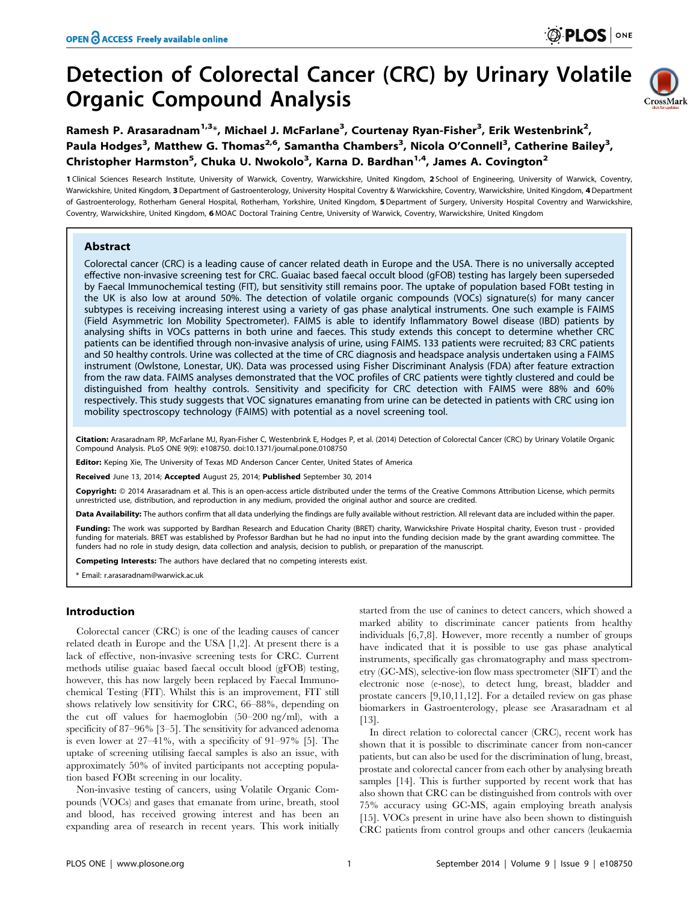# Detection of Colorectal Cancer (CRC) by Urinary Volatile Organic Compound Analysis

Ramesh P. Arasaradnam[1,3]*, Michael J. McFarlane[3], Courtenay Ryan-Fisher[3], Erik Westenbrink[2], Paula Hodges[3], Matthew G. Thomas[2,6], Samantha Chambers[3], Nicola O'Connell[3], Catherine Bailey[3], Christopher Harmston[5], Chuka U. Nwokolo[3], Karna D. Bardhan[1,4], James A. Covington[2]

1 Clinical Sciences Research Institute, University of Warwick, Coventry, Warwickshire, United Kingdom, 2 School of Engineering, University of Warwick, Coventry, Warwickshire, United Kingdom, 3 Department of Gastroenterology, University Hospital Coventry & Warwickshire, Coventry, Warwickshire, United Kingdom, 4 Department of Gastroenterology, Rotherham General Hospital, Rotherham, Yorkshire, United Kingdom, 5 Department of Surgery, University Hospital Coventry and Warwickshire, Coventry, Warwickshire, United Kingdom, 6 MOAC Doctoral Training Centre, University of Warwick, Coventry, Warwickshire, United Kingdom

## Abstract

Colorectal cancer (CRC) is a leading cause of cancer related death in Europe and the USA. There is no universally accepted effective non-invasive screening test for CRC. Guaiac based faecal occult blood (gFOB) testing has largely been superseded by Faecal Immunochemical testing (FIT), but sensitivity still remains poor. The uptake of population based FOBt testing in the UK is also low at around 50%. The detection of volatile organic compounds (VOCs) signature(s) for many cancer subtypes is receiving increasing interest using a variety of gas phase analytical instruments. One such example is FAIMS (Field Asymmetric Ion Mobility Spectrometer). FAIMS is able to identify Inflammatory Bowel disease (IBD) patients by analysing shifts in VOCs patterns in both urine and faeces. This study extends this concept to determine whether CRC patients can be identified through non-invasive analysis of urine, using FAIMS. 133 patients were recruited; 83 CRC patients and 50 healthy controls. Urine was collected at the time of CRC diagnosis and headspace analysis undertaken using a FAIMS instrument (Owlstone, Lonestar, UK). Data was processed using Fisher Discriminant Analysis (FDA) after feature extraction from the raw data. FAIMS analyses demonstrated that the VOC profiles of CRC patients were tightly clustered and could be distinguished from healthy controls. Sensitivity and specificity for CRC detection with FAIMS were 88% and 60% respectively. This study suggests that VOC signatures emanating from urine can be detected in patients with CRC using ion mobility spectroscopy technology (FAIMS) with potential as a novel screening tool.

**Citation:** Arasaradnam RP, McFarlane MJ, Ryan-Fisher C, Westenbrink E, Hodges P, et al. (2014) Detection of Colorectal Cancer (CRC) by Urinary Volatile Organic Compound Analysis. PLoS ONE 9(9): e108750. doi:10.1371/journal.pone.0108750

**Editor:** Keping Xie, The University of Texas MD Anderson Cancer Center, United States of America

**Received** June 13, 2014; **Accepted** August 25, 2014; **Published** September 30, 2014

**Copyright:** © 2014 Arasaradnam et al. This is an open-access article distributed under the terms of the Creative Commons Attribution License, which permits unrestricted use, distribution, and reproduction in any medium, provided the original author and source are credited.

**Data Availability:** The authors confirm that all data underlying the findings are fully available without restriction. All relevant data are included within the paper.

**Funding:** The work was supported by Bardhan Research and Education Charity (BRET) charity, Warwickshire Private Hospital charity, Eveson trust - provided funding for materials. BRET was established by Professor Bardhan but he had no input into the funding decision made by the grant awarding committee. The funders had no role in study design, data collection and analysis, decision to publish, or preparation of the manuscript.

**Competing Interests:** The authors have declared that no competing interests exist.

* Email: r.arasaradnam@warwick.ac.uk

## Introduction

Colorectal cancer (CRC) is one of the leading causes of cancer related death in Europe and the USA [1,2]. At present there is a lack of effective, non-invasive screening tests for CRC. Current methods utilise guaiac based faecal occult blood (gFOB) testing, however, this has now largely been replaced by Faecal Immunochemical Testing (FIT). Whilst this is an improvement, FIT still shows relatively low sensitivity for CRC, 66–88%, depending on the cut off values for haemoglobin (50–200 ng/ml), with a specificity of 87–96% [3–5]. The sensitivity for advanced adenoma is even lower at 27–41%, with a specificity of 91–97% [5]. The uptake of screening utilising faecal samples is also an issue, with approximately 50% of invited participants not accepting population based FOBt screening in our locality.

Non-invasive testing of cancers, using Volatile Organic Compounds (VOCs) and gases that emanate from urine, breath, stool and blood, has received growing interest and has been an expanding area of research in recent years. This work initially started from the use of canines to detect cancers, which showed a marked ability to discriminate cancer patients from healthy individuals [6,7,8]. However, more recently a number of groups have indicated that it is possible to use gas phase analytical instruments, specifically gas chromatography and mass spectrometry (GC-MS), selective-ion flow mass spectrometer (SIFT) and the electronic nose (e-nose), to detect lung, breast, bladder and prostate cancers [9,10,11,12]. For a detailed review on gas phase biomarkers in Gastroenterology, please see Arasaradnam et al [13].

In direct relation to colorectal cancer (CRC), recent work has shown that it is possible to discriminate cancer from non-cancer patients, but can also be used for the discrimination of lung, breast, prostate and colorectal cancer from each other by analysing breath samples [14]. This is further supported by recent work that has also shown that CRC can be distinguished from controls with over 75% accuracy using GC-MS, again employing breath analysis [15]. VOCs present in urine have also been shown to distinguish CRC patients from control groups and other cancers (leukaemia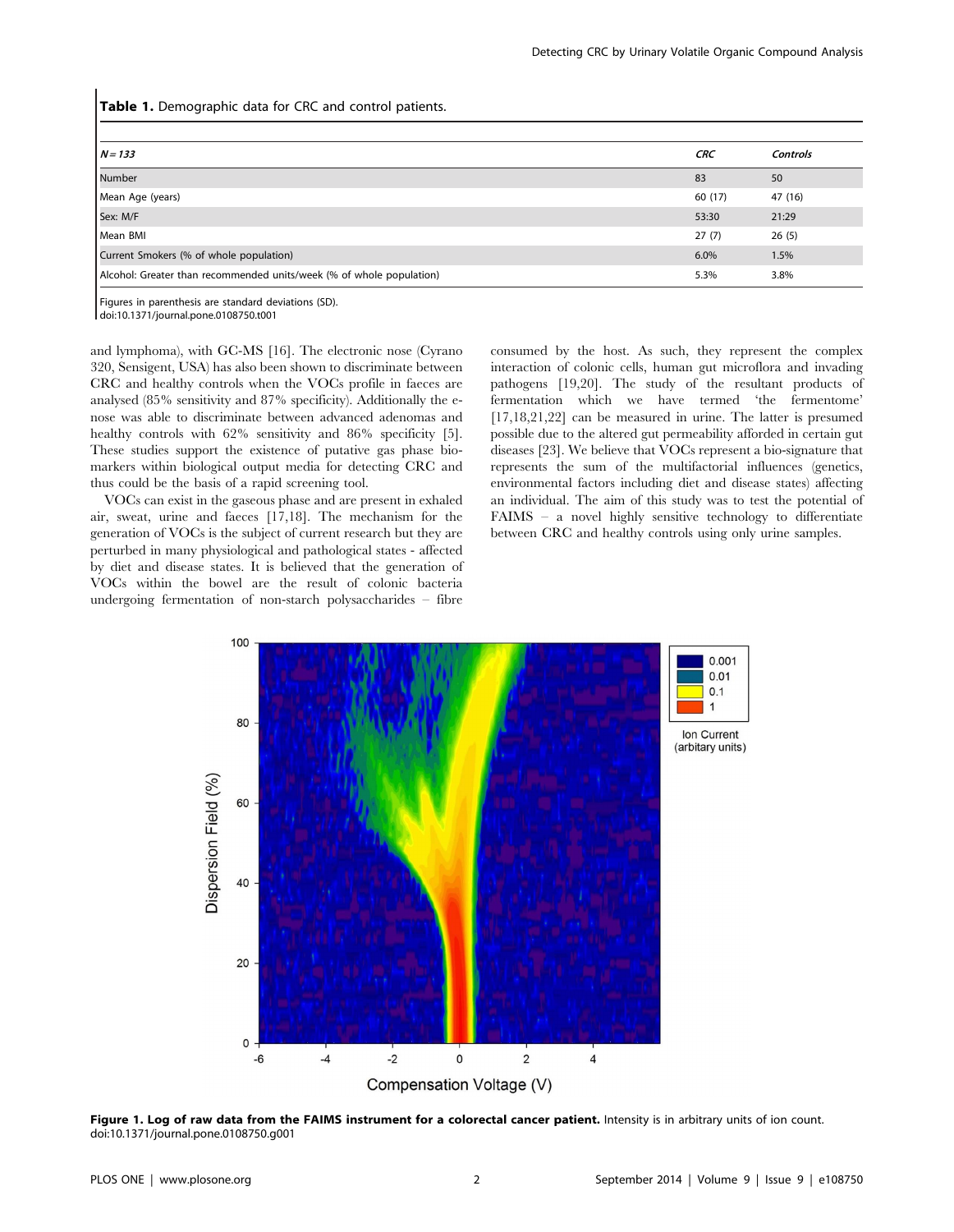**Table 1.** Demographic data for CRC and control patients.

| *N* = 133 | *CRC* | *Controls* |
|---|---|---|
| Number | 83 | 50 |
| Mean Age (years) | 60 (17) | 47 (16) |
| Sex: M/F | 53:30 | 21:29 |
| Mean BMI | 27 (7) | 26 (5) |
| Current Smokers (% of whole population) | 6.0% | 1.5% |
| Alcohol: Greater than recommended units/week (% of whole population) | 5.3% | 3.8% |

Figures in parenthesis are standard deviations (SD).
doi:10.1371/journal.pone.0108750.t001

and lymphoma), with GC-MS [16]. The electronic nose (Cyrano 320, Sensigent, USA) has also been shown to discriminate between CRC and healthy controls when the VOCs profile in faeces are analysed (85% sensitivity and 87% specificity). Additionally the e-nose was able to discriminate between advanced adenomas and healthy controls with 62% sensitivity and 86% specificity [5]. These studies support the existence of putative gas phase biomarkers within biological output media for detecting CRC and thus could be the basis of a rapid screening tool.

VOCs can exist in the gaseous phase and are present in exhaled air, sweat, urine and faeces [17,18]. The mechanism for the generation of VOCs is the subject of current research but they are perturbed in many physiological and pathological states - affected by diet and disease states. It is believed that the generation of VOCs within the bowel are the result of colonic bacteria undergoing fermentation of non-starch polysaccharides – fibre consumed by the host. As such, they represent the complex interaction of colonic cells, human gut microflora and invading pathogens [19,20]. The study of the resultant products of fermentation which we have termed 'the fermentome' [17,18,21,22] can be measured in urine. The latter is presumed possible due to the altered gut permeability afforded in certain gut diseases [23]. We believe that VOCs represent a bio-signature that represents the sum of the multifactorial influences (genetics, environmental factors including diet and disease states) affecting an individual. The aim of this study was to test the potential of FAIMS – a novel highly sensitive technology to differentiate between CRC and healthy controls using only urine samples.

**Figure 1. Log of raw data from the FAIMS instrument for a colorectal cancer patient.** Intensity is in arbitrary units of ion count.
doi:10.1371/journal.pone.0108750.g001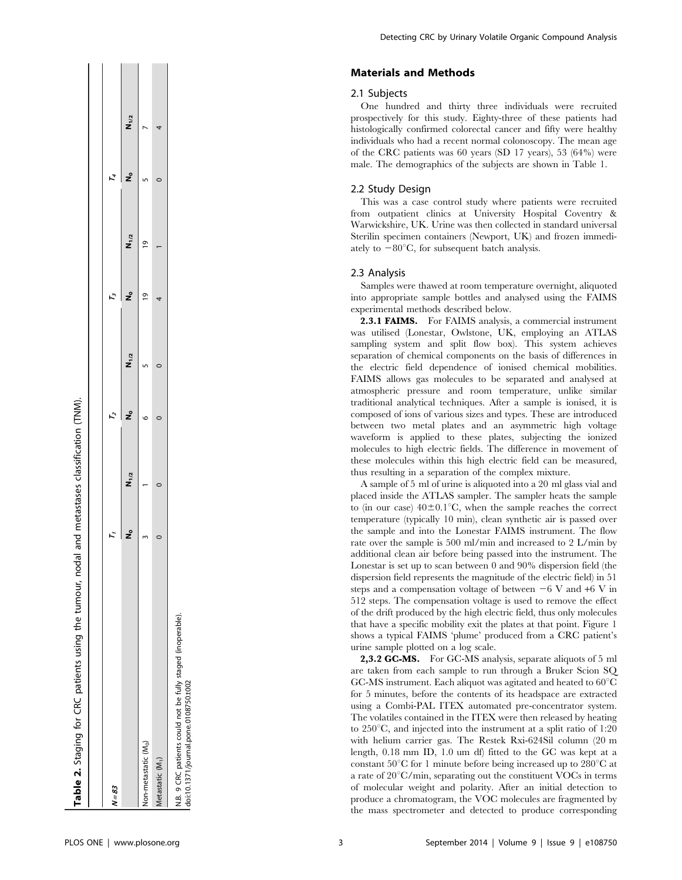**Table 2.** Staging for CRC patients using the tumour, nodal and metastases classification (TNM).

| N = 83 | $T_1$ | | $T_2$ | | $T_3$ | | $T_4$ | |
|---|---|---|---|---|---|---|---|---|
| | $N_0$ | $N_{1/2}$ | $N_0$ | $N_{1/2}$ | $N_0$ | $N_{1/2}$ | $N_0$ | $N_{1/2}$ |
| Non-metastatic ($M_0$) | 3 | 1 | 6 | 5 | 19 | 19 | 5 | 7 |
| Metastatic ($M_1$) | 0 | 0 | 0 | 0 | 4 | 1 | 0 | 4 |

NB. 9 CRC patients could not be fully staged (inoperable).
doi:10.1371/journal.pone.0108750.t002

## Materials and Methods

### 2.1 Subjects

One hundred and thirty three individuals were recruited prospectively for this study. Eighty-three of these patients had histologically confirmed colorectal cancer and fifty were healthy individuals who had a recent normal colonoscopy. The mean age of the CRC patients was 60 years (SD 17 years), 53 (64%) were male. The demographics of the subjects are shown in Table 1.

### 2.2 Study Design

This was a case control study where patients were recruited from outpatient clinics at University Hospital Coventry & Warwickshire, UK. Urine was then collected in standard universal Sterilin specimen containers (Newport, UK) and frozen immediately to −80°C, for subsequent batch analysis.

### 2.3 Analysis

Samples were thawed at room temperature overnight, aliquoted into appropriate sample bottles and analysed using the FAIMS experimental methods described below.

**2.3.1 FAIMS.** For FAIMS analysis, a commercial instrument was utilised (Lonestar, Owlstone, UK, employing an ATLAS sampling system and split flow box). This system achieves separation of chemical components on the basis of differences in the electric field dependence of ionised chemical mobilities. FAIMS allows gas molecules to be separated and analysed at atmospheric pressure and room temperature, unlike similar traditional analytical techniques. After a sample is ionised, it is composed of ions of various sizes and types. These are introduced between two metal plates and an asymmetric high voltage waveform is applied to these plates, subjecting the ionized molecules to high electric fields. The difference in movement of these molecules within this high electric field can be measured, thus resulting in a separation of the complex mixture.

A sample of 5 ml of urine is aliquoted into a 20 ml glass vial and placed inside the ATLAS sampler. The sampler heats the sample to (in our case) 40±0.1°C, when the sample reaches the correct temperature (typically 10 min), clean synthetic air is passed over the sample and into the Lonestar FAIMS instrument. The flow rate over the sample is 500 ml/min and increased to 2 L/min by additional clean air before being passed into the instrument. The Lonestar is set up to scan between 0 and 90% dispersion field (the dispersion field represents the magnitude of the electric field) in 51 steps and a compensation voltage of between −6 V and +6 V in 512 steps. The compensation voltage is used to remove the effect of the drift produced by the high electric field, thus only molecules that have a specific mobility exit the plates at that point. Figure 1 shows a typical FAIMS 'plume' produced from a CRC patient's urine sample plotted on a log scale.

**2,3.2 GC-MS.** For GC-MS analysis, separate aliquots of 5 ml are taken from each sample to run through a Bruker Scion SQ GC-MS instrument. Each aliquot was agitated and heated to 60°C for 5 minutes, before the contents of its headspace are extracted using a Combi-PAL ITEX automated pre-concentrator system. The volatiles contained in the ITEX were then released by heating to 250°C, and injected into the instrument at a split ratio of 1:20 with helium carrier gas. The Restek Rxi-624Sil column (20 m length, 0.18 mm ID, 1.0 um df) fitted to the GC was kept at a constant 50°C for 1 minute before being increased up to 280°C at a rate of 20°C/min, separating out the constituent VOCs in terms of molecular weight and polarity. After an initial detection to produce a chromatogram, the VOC molecules are fragmented by the mass spectrometer and detected to produce corresponding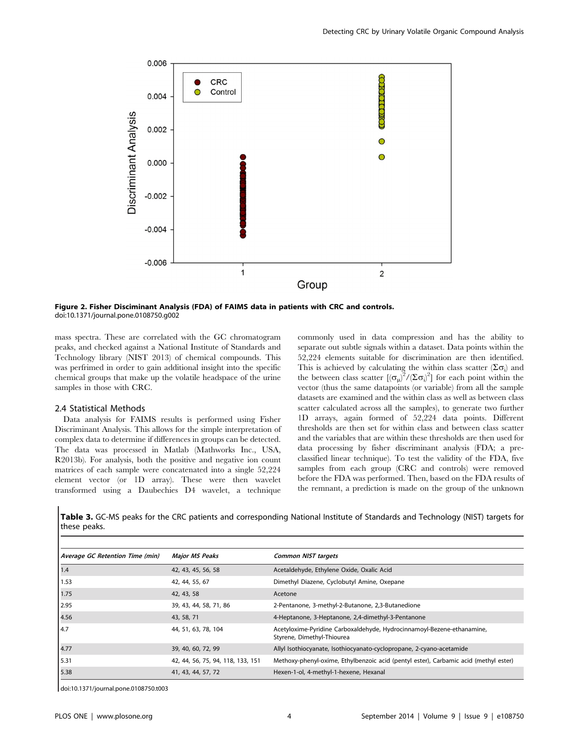Figure 2. Fisher Disciminant Analysis (FDA) of FAIMS data in patients with CRC and controls.
doi:10.1371/journal.pone.0108750.g002

mass spectra. These are correlated with the GC chromatogram peaks, and checked against a National Institute of Standards and Technology library (NIST 2013) of chemical compounds. This was perfrimed in order to gain additional insight into the specific chemical groups that make up the volatile headspace of the urine samples in those with CRC.

## 2.4 Statistical Methods

Data analysis for FAIMS results is performed using Fisher Discriminant Analysis. This allows for the simple interpretation of complex data to determine if differences in groups can be detected. The data was processed in Matlab (Mathworks Inc., USA, R2013b). For analysis, both the positive and negative ion count matrices of each sample were concatenated into a single 52,224 element vector (or 1D array). These were then wavelet transformed using a Daubechies D4 wavelet, a technique commonly used in data compression and has the ability to separate out subtle signals within a dataset. Data points within the 52,224 elements suitable for discrimination are then identified. This is achieved by calculating the within class scatter ($\Sigma\sigma_i$) and the between class scatter [$(\sigma_\mu)^2/(\Sigma\sigma_i)^2$] for each point within the vector (thus the same datapoints (or variable) from all the sample datasets are examined and the within class as well as between class scatter calculated across all the samples), to generate two further 1D arrays, again formed of 52,224 data points. Different thresholds are then set for within class and between class scatter and the variables that are within these thresholds are then used for data processing by fisher discriminant analysis (FDA; a pre-classified linear technique). To test the validity of the FDA, five samples from each group (CRC and controls) were removed before the FDA was performed. Then, based on the FDA results of the remnant, a prediction is made on the group of the unknown

**Table 3.** GC-MS peaks for the CRC patients and corresponding National Institute of Standards and Technology (NIST) targets for these peaks.

| *Average GC Retention Time (min)* | *Major MS Peaks* | *Common NIST targets* |
|---|---|---|
| 1.4 | 42, 43, 45, 56, 58 | Acetaldehyde, Ethylene Oxide, Oxalic Acid |
| 1.53 | 42, 44, 55, 67 | Dimethyl Diazene, Cyclobutyl Amine, Oxepane |
| 1.75 | 42, 43, 58 | Acetone |
| 2.95 | 39, 43, 44, 58, 71, 86 | 2-Pentanone, 3-methyl-2-Butanone, 2,3-Butanedione |
| 4.56 | 43, 58, 71 | 4-Heptanone, 3-Heptanone, 2,4-dimethyl-3-Pentanone |
| 4.7 | 44, 51, 63, 78, 104 | Acetyloxime-Pyridine Carboxaldehyde, Hydrocinnamoyl-Bezene-ethanamine, Styrene, Dimethyl-Thiourea |
| 4.77 | 39, 40, 60, 72, 99 | Allyl Isothiocyanate, Isothiocyanato-cyclopropane, 2-cyano-acetamide |
| 5.31 | 42, 44, 56, 75, 94, 118, 133, 151 | Methoxy-phenyl-oxime, Ethylbenzoic acid (pentyl ester), Carbamic acid (methyl ester) |
| 5.38 | 41, 43, 44, 57, 72 | Hexen-1-ol, 4-methyl-1-hexene, Hexanal |

doi:10.1371/journal.pone.0108750.t003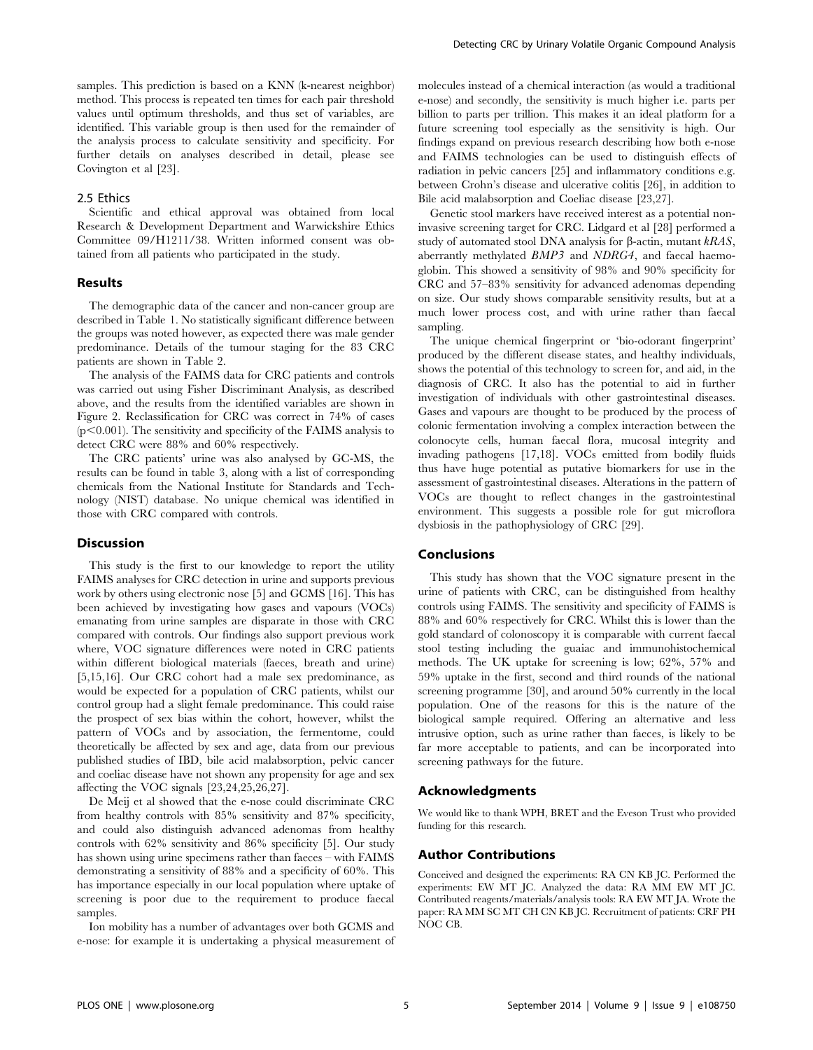samples. This prediction is based on a KNN (k-nearest neighbor) method. This process is repeated ten times for each pair threshold values until optimum thresholds, and thus set of variables, are identified. This variable group is then used for the remainder of the analysis process to calculate sensitivity and specificity. For further details on analyses described in detail, please see Covington et al [23].

### 2.5 Ethics

Scientific and ethical approval was obtained from local Research & Development Department and Warwickshire Ethics Committee 09/H1211/38. Written informed consent was obtained from all patients who participated in the study.

## Results

The demographic data of the cancer and non-cancer group are described in Table 1. No statistically significant difference between the groups was noted however, as expected there was male gender predominance. Details of the tumour staging for the 83 CRC patients are shown in Table 2.

The analysis of the FAIMS data for CRC patients and controls was carried out using Fisher Discriminant Analysis, as described above, and the results from the identified variables are shown in Figure 2. Reclassification for CRC was correct in 74% of cases ($p<0.001$). The sensitivity and specificity of the FAIMS analysis to detect CRC were 88% and 60% respectively.

The CRC patients' urine was also analysed by GC-MS, the results can be found in table 3, along with a list of corresponding chemicals from the National Institute for Standards and Technology (NIST) database. No unique chemical was identified in those with CRC compared with controls.

## Discussion

This study is the first to our knowledge to report the utility FAIMS analyses for CRC detection in urine and supports previous work by others using electronic nose [5] and GCMS [16]. This has been achieved by investigating how gases and vapours (VOCs) emanating from urine samples are disparate in those with CRC compared with controls. Our findings also support previous work where, VOC signature differences were noted in CRC patients within different biological materials (faeces, breath and urine) [5,15,16]. Our CRC cohort had a male sex predominance, as would be expected for a population of CRC patients, whilst our control group had a slight female predominance. This could raise the prospect of sex bias within the cohort, however, whilst the pattern of VOCs and by association, the fermentome, could theoretically be affected by sex and age, data from our previous published studies of IBD, bile acid malabsorption, pelvic cancer and coeliac disease have not shown any propensity for age and sex affecting the VOC signals [23,24,25,26,27].

De Meij et al showed that the e-nose could discriminate CRC from healthy controls with 85% sensitivity and 87% specificity, and could also distinguish advanced adenomas from healthy controls with 62% sensitivity and 86% specificity [5]. Our study has shown using urine specimens rather than faeces – with FAIMS demonstrating a sensitivity of 88% and a specificity of 60%. This has importance especially in our local population where uptake of screening is poor due to the requirement to produce faecal samples.

Ion mobility has a number of advantages over both GCMS and e-nose: for example it is undertaking a physical measurement of molecules instead of a chemical interaction (as would a traditional e-nose) and secondly, the sensitivity is much higher i.e. parts per billion to parts per trillion. This makes it an ideal platform for a future screening tool especially as the sensitivity is high. Our findings expand on previous research describing how both e-nose and FAIMS technologies can be used to distinguish effects of radiation in pelvic cancers [25] and inflammatory conditions e.g. between Crohn's disease and ulcerative colitis [26], in addition to Bile acid malabsorption and Coeliac disease [23,27].

Genetic stool markers have received interest as a potential non-invasive screening target for CRC. Lidgard et al [28] performed a study of automated stool DNA analysis for β-actin, mutant *kRAS*, aberrantly methylated *BMP3* and *NDRG4*, and faecal haemoglobin. This showed a sensitivity of 98% and 90% specificity for CRC and 57–83% sensitivity for advanced adenomas depending on size. Our study shows comparable sensitivity results, but at a much lower process cost, and with urine rather than faecal sampling.

The unique chemical fingerprint or 'bio-odorant fingerprint' produced by the different disease states, and healthy individuals, shows the potential of this technology to screen for, and aid, in the diagnosis of CRC. It also has the potential to aid in further investigation of individuals with other gastrointestinal diseases. Gases and vapours are thought to be produced by the process of colonic fermentation involving a complex interaction between the colonocyte cells, human faecal flora, mucosal integrity and invading pathogens [17,18]. VOCs emitted from bodily fluids thus have huge potential as putative biomarkers for use in the assessment of gastrointestinal diseases. Alterations in the pattern of VOCs are thought to reflect changes in the gastrointestinal environment. This suggests a possible role for gut microflora dysbiosis in the pathophysiology of CRC [29].

## Conclusions

This study has shown that the VOC signature present in the urine of patients with CRC, can be distinguished from healthy controls using FAIMS. The sensitivity and specificity of FAIMS is 88% and 60% respectively for CRC. Whilst this is lower than the gold standard of colonoscopy it is comparable with current faecal stool testing including the guaiac and immunohistochemical methods. The UK uptake for screening is low; 62%, 57% and 59% uptake in the first, second and third rounds of the national screening programme [30], and around 50% currently in the local population. One of the reasons for this is the nature of the biological sample required. Offering an alternative and less intrusive option, such as urine rather than faeces, is likely to be far more acceptable to patients, and can be incorporated into screening pathways for the future.

## Acknowledgments

We would like to thank WPH, BRET and the Eveson Trust who provided funding for this research.

## Author Contributions

Conceived and designed the experiments: RA CN KB JC. Performed the experiments: EW MT JC. Analyzed the data: RA MM EW MT JC. Contributed reagents/materials/analysis tools: RA EW MT JA. Wrote the paper: RA MM SC MT CH CN KB JC. Recruitment of patients: CRF PH NOC CB.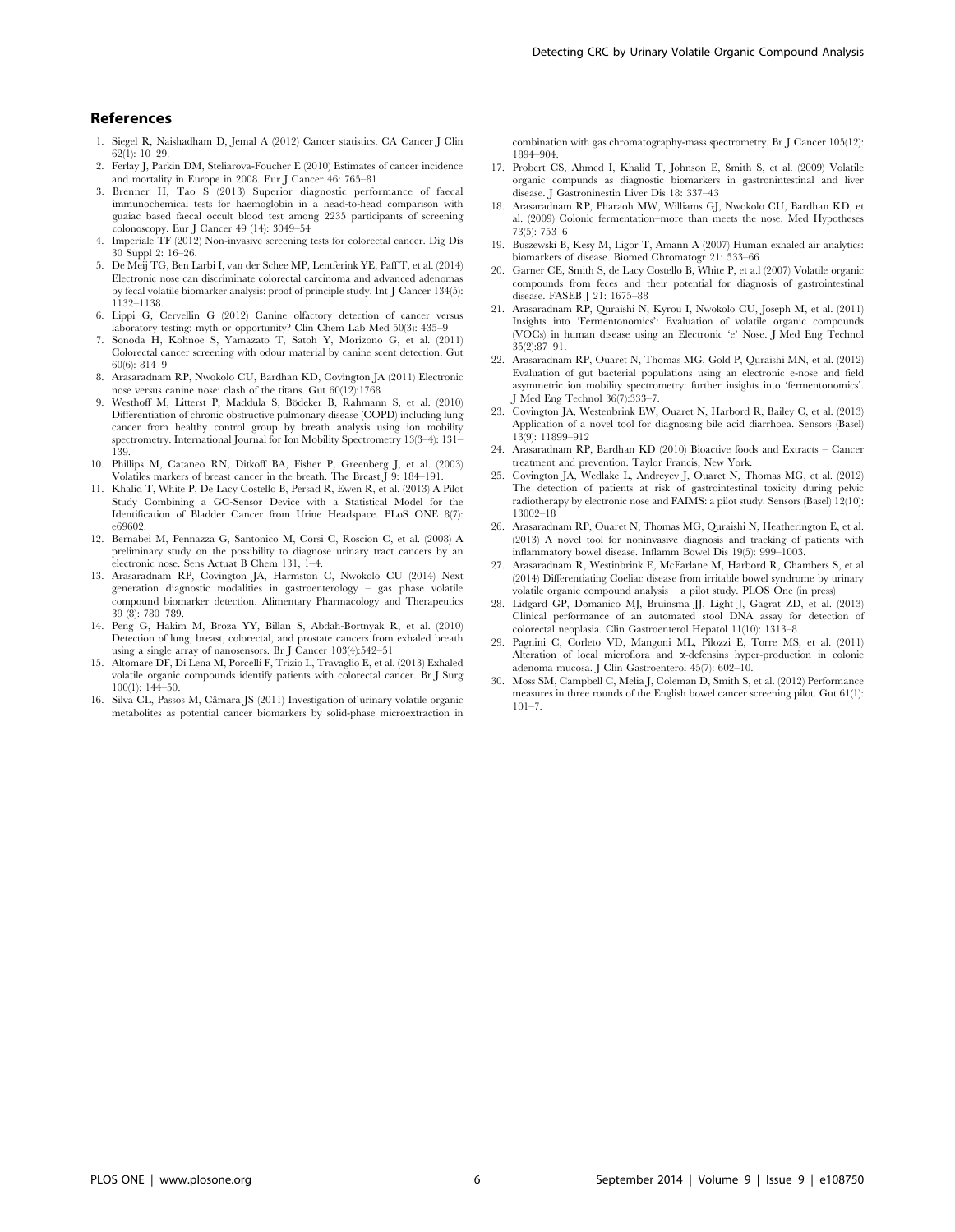## References

1. Siegel R, Naishadham D, Jemal A (2012) Cancer statistics. CA Cancer J Clin 62(1): 10–29.
2. Ferlay J, Parkin DM, Steliarova-Foucher E (2010) Estimates of cancer incidence and mortality in Europe in 2008. Eur J Cancer 46: 765–81
3. Brenner H, Tao S (2013) Superior diagnostic performance of faecal immunochemical tests for haemoglobin in a head-to-head comparison with guaiac based faecal occult blood test among 2235 participants of screening colonoscopy. Eur J Cancer 49 (14): 3049–54
4. Imperiale TF (2012) Non-invasive screening tests for colorectal cancer. Dig Dis 30 Suppl 2: 16–26.
5. De Meij TG, Ben Larbi I, van der Schee MP, Lentferink YE, Paff T, et al. (2014) Electronic nose can discriminate colorectal carcinoma and advanced adenomas by fecal volatile biomarker analysis: proof of principle study. Int J Cancer 134(5): 1132–1138.
6. Lippi G, Cervellin G (2012) Canine olfactory detection of cancer versus laboratory testing: myth or opportunity? Clin Chem Lab Med 50(3): 435–9
7. Sonoda H, Kohnoe S, Yamazato T, Satoh Y, Morizono G, et al. (2011) Colorectal cancer screening with odour material by canine scent detection. Gut 60(6): 814–9
8. Arasaradnam RP, Nwokolo CU, Bardhan KD, Covington JA (2011) Electronic nose versus canine nose: clash of the titans. Gut 60(12):1768
9. Westhoff M, Litterst P, Maddula S, Bödeker B, Rahmann S, et al. (2010) Differentiation of chronic obstructive pulmonary disease (COPD) including lung cancer from healthy control group by breath analysis using ion mobility spectrometry. International Journal for Ion Mobility Spectrometry 13(3–4): 131–139.
10. Phillips M, Cataneo RN, Ditkoff BA, Fisher P, Greenberg J, et al. (2003) Volatiles markers of breast cancer in the breath. The Breast J 9: 184–191.
11. Khalid T, White P, De Lacy Costello B, Persad R, Ewen R, et al. (2013) A Pilot Study Combining a GC-Sensor Device with a Statistical Model for the Identification of Bladder Cancer from Urine Headspace. PLoS ONE 8(7): e69602.
12. Bernabei M, Pennazza G, Santonico M, Corsi C, Roscion C, et al. (2008) A preliminary study on the possibility to diagnose urinary tract cancers by an electronic nose. Sens Actuat B Chem 131, 1–4.
13. Arasaradnam RP, Covington JA, Harmston C, Nwokolo CU (2014) Next generation diagnostic modalities in gastroenterology – gas phase volatile compound biomarker detection. Alimentary Pharmacology and Therapeutics 39 (8): 780–789.
14. Peng G, Hakim M, Broza YY, Billan S, Abdah-Bortnyak R, et al. (2010) Detection of lung, breast, colorectal, and prostate cancers from exhaled breath using a single array of nanosensors. Br J Cancer 103(4):542–51
15. Altomare DF, Di Lena M, Porcelli F, Trizio L, Travaglio E, et al. (2013) Exhaled volatile organic compounds identify patients with colorectal cancer. Br J Surg 100(1): 144–50.
16. Silva CL, Passos M, Câmara JS (2011) Investigation of urinary volatile organic metabolites as potential cancer biomarkers by solid-phase microextraction in combination with gas chromatography-mass spectrometry. Br J Cancer 105(12): 1894–904.
17. Probert CS, Ahmed I, Khalid T, Johnson E, Smith S, et al. (2009) Volatile organic compunds as diagnostic biomarkers in gastronintestinal and liver disease. J Gastroninestin Liver Dis 18: 337–43
18. Arasaradnam RP, Pharaoh MW, Williams GJ, Nwokolo CU, Bardhan KD, et al. (2009) Colonic fermentation–more than meets the nose. Med Hypotheses 73(5): 753–6
19. Buszewski B, Kesy M, Ligor T, Amann A (2007) Human exhaled air analytics: biomarkers of disease. Biomed Chromatogr 21: 533–66
20. Garner CE, Smith S, de Lacy Costello B, White P, et a.l (2007) Volatile organic compounds from feces and their potential for diagnosis of gastrointestinal disease. FASEB J 21: 1675–88
21. Arasaradnam RP, Quraishi N, Kyrou I, Nwokolo CU, Joseph M, et al. (2011) Insights into 'Fermentonomics': Evaluation of volatile organic compounds (VOCs) in human disease using an Electronic 'e' Nose. J Med Eng Technol 35(2):87–91.
22. Arasaradnam RP, Ouaret N, Thomas MG, Gold P, Quraishi MN, et al. (2012) Evaluation of gut bacterial populations using an electronic e-nose and field asymmetric ion mobility spectrometry: further insights into 'fermentonomics'. J Med Eng Technol 36(7):333–7.
23. Covington JA, Westenbrink EW, Ouaret N, Harbord R, Bailey C, et al. (2013) Application of a novel tool for diagnosing bile acid diarrhoea. Sensors (Basel) 13(9): 11899–912
24. Arasaradnam RP, Bardhan KD (2010) Bioactive foods and Extracts – Cancer treatment and prevention. Taylor Francis, New York.
25. Covington JA, Wedlake L, Andreyev J, Ouaret N, Thomas MG, et al. (2012) The detection of patients at risk of gastrointestinal toxicity during pelvic radiotherapy by electronic nose and FAIMS: a pilot study. Sensors (Basel) 12(10): 13002–18
26. Arasaradnam RP, Ouaret N, Thomas MG, Quraishi N, Heatherington E, et al. (2013) A novel tool for noninvasive diagnosis and tracking of patients with inflammatory bowel disease. Inflamm Bowel Dis 19(5): 999–1003.
27. Arasaradnam R, Westinbrink E, McFarlane M, Harbord R, Chambers S, et al (2014) Differentiating Coeliac disease from irritable bowel syndrome by urinary volatile organic compound analysis – a pilot study. PLOS One (in press)
28. Lidgard GP, Domanico MJ, Bruinsma JJ, Light J, Gagrat ZD, et al. (2013) Clinical performance of an automated stool DNA assay for detection of colorectal neoplasia. Clin Gastroenterol Hepatol 11(10): 1313–8
29. Pagnini C, Corleto VD, Mangoni ML, Pilozzi E, Torre MS, et al. (2011) Alteration of local microflora and α-defensins hyper-production in colonic adenoma mucosa. J Clin Gastroenterol 45(7): 602–10.
30. Moss SM, Campbell C, Melia J, Coleman D, Smith S, et al. (2012) Performance measures in three rounds of the English bowel cancer screening pilot. Gut 61(1): 101–7.